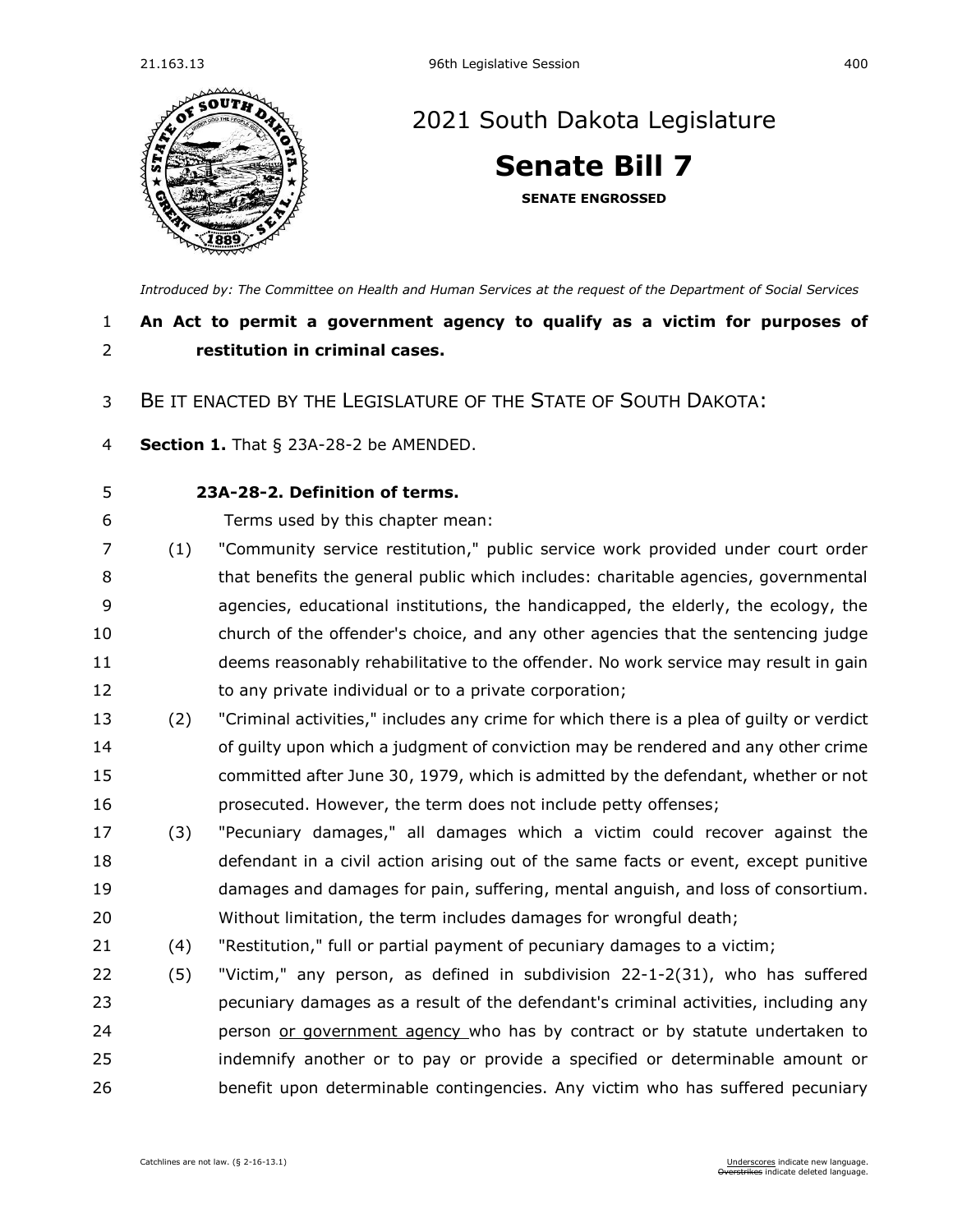# 2021 South Dakota Legislature

## Senate Bill 7

**SENATE ENGROSSED**

*Introduced by: The Committee on Health and Human Services at the request of the Department of Social Services*

**An Act to permit a government agency to qualify as a victim for purposes of restitution in criminal cases.**

BE IT ENACTED BY THE LEGISLATURE OF THE STATE OF SOUTH DAKOTA:

**Section 1.** That § 23A-28-2 be AMENDED.

**23A-28-2. Definition of terms.**

Terms used by this chapter mean:

(1) "Community service restitution," public service work provided under court order that benefits the general public which includes: charitable agencies, governmental agencies, educational institutions, the handicapped, the elderly, the ecology, the church of the offender's choice, and any other agencies that the sentencing judge deems reasonably rehabilitative to the offender. No work service may result in gain to any private individual or to a private corporation;

(2) "Criminal activities," includes any crime for which there is a plea of guilty or verdict of guilty upon which a judgment of conviction may be rendered and any other crime committed after June 30, 1979, which is admitted by the defendant, whether or not prosecuted. However, the term does not include petty offenses;

(3) "Pecuniary damages," all damages which a victim could recover against the defendant in a civil action arising out of the same facts or event, except punitive damages and damages for pain, suffering, mental anguish, and loss of consortium. Without limitation, the term includes damages for wrongful death;

(4) "Restitution," full or partial payment of pecuniary damages to a victim;

(5) "Victim," any person, as defined in subdivision 22-1-2(31), who has suffered pecuniary damages as a result of the defendant's criminal activities, including any person <u>or government agency</u> who has by contract or by statute undertaken to indemnify another or to pay or provide a specified or determinable amount or benefit upon determinable contingencies. Any victim who has suffered pecuniary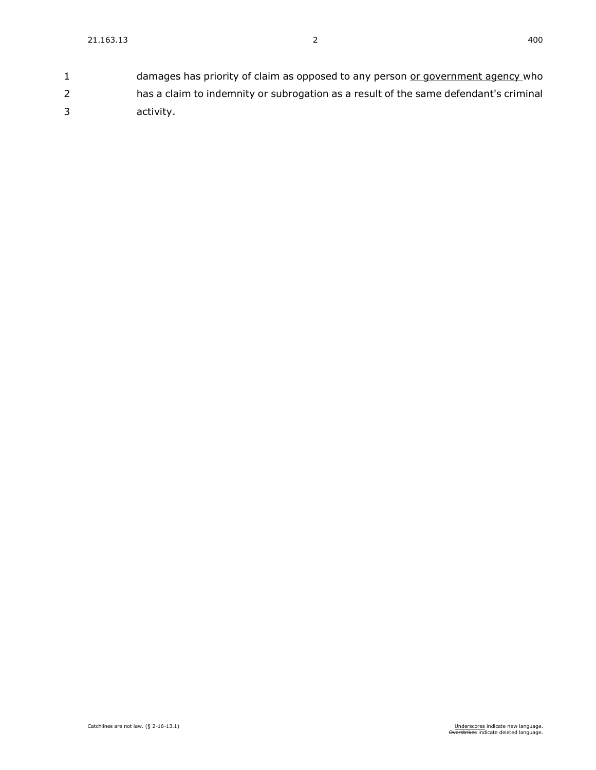damages has priority of claim as opposed to any person <u>or government agency</u> who has a claim to indemnity or subrogation as a result of the same defendant's criminal activity.